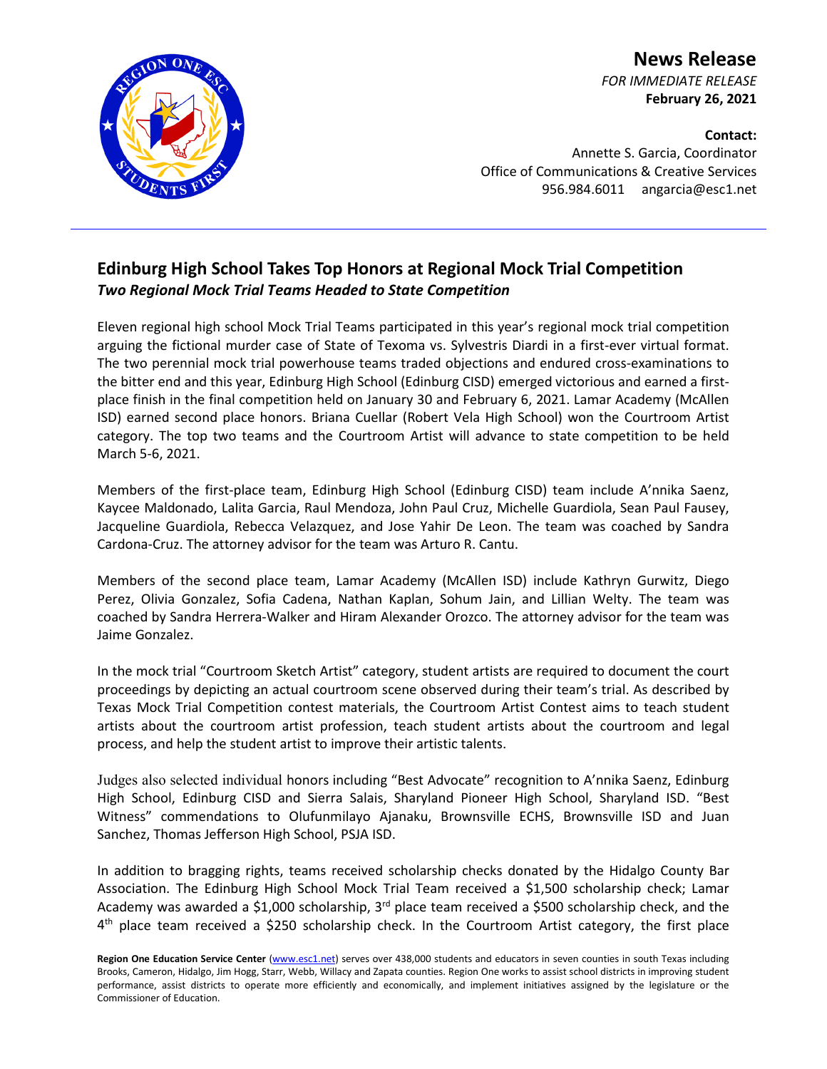# News Release

*FOR IMMEDIATE RELEASE*
**February 26, 2021**

**Contact:**
Annette S. Garcia, Coordinator
Office of Communications & Creative Services
956.984.6011 angarcia@esc1.net

## Edinburg High School Takes Top Honors at Regional Mock Trial Competition

***Two Regional Mock Trial Teams Headed to State Competition***

Eleven regional high school Mock Trial Teams participated in this year's regional mock trial competition arguing the fictional murder case of State of Texoma vs. Sylvestris Diardi in a first-ever virtual format. The two perennial mock trial powerhouse teams traded objections and endured cross-examinations to the bitter end and this year, Edinburg High School (Edinburg CISD) emerged victorious and earned a first-place finish in the final competition held on January 30 and February 6, 2021. Lamar Academy (McAllen ISD) earned second place honors. Briana Cuellar (Robert Vela High School) won the Courtroom Artist category. The top two teams and the Courtroom Artist will advance to state competition to be held March 5-6, 2021.

Members of the first-place team, Edinburg High School (Edinburg CISD) team include A'nnika Saenz, Kaycee Maldonado, Lalita Garcia, Raul Mendoza, John Paul Cruz, Michelle Guardiola, Sean Paul Fausey, Jacqueline Guardiola, Rebecca Velazquez, and Jose Yahir De Leon. The team was coached by Sandra Cardona-Cruz. The attorney advisor for the team was Arturo R. Cantu.

Members of the second place team, Lamar Academy (McAllen ISD) include Kathryn Gurwitz, Diego Perez, Olivia Gonzalez, Sofia Cadena, Nathan Kaplan, Sohum Jain, and Lillian Welty. The team was coached by Sandra Herrera-Walker and Hiram Alexander Orozco. The attorney advisor for the team was Jaime Gonzalez.

In the mock trial "Courtroom Sketch Artist" category, student artists are required to document the court proceedings by depicting an actual courtroom scene observed during their team's trial. As described by Texas Mock Trial Competition contest materials, the Courtroom Artist Contest aims to teach student artists about the courtroom artist profession, teach student artists about the courtroom and legal process, and help the student artist to improve their artistic talents.

Judges also selected individual honors including "Best Advocate" recognition to A'nnika Saenz, Edinburg High School, Edinburg CISD and Sierra Salais, Sharyland Pioneer High School, Sharyland ISD. "Best Witness" commendations to Olufunmilayo Ajanaku, Brownsville ECHS, Brownsville ISD and Juan Sanchez, Thomas Jefferson High School, PSJA ISD.

In addition to bragging rights, teams received scholarship checks donated by the Hidalgo County Bar Association. The Edinburg High School Mock Trial Team received a $1,500 scholarship check; Lamar Academy was awarded a $1,000 scholarship, 3rd place team received a $500 scholarship check, and the 4th place team received a $250 scholarship check. In the Courtroom Artist category, the first place

**Region One Education Service Center** (www.esc1.net) serves over 438,000 students and educators in seven counties in south Texas including Brooks, Cameron, Hidalgo, Jim Hogg, Starr, Webb, Willacy and Zapata counties. Region One works to assist school districts in improving student performance, assist districts to operate more efficiently and economically, and implement initiatives assigned by the legislature or the Commissioner of Education.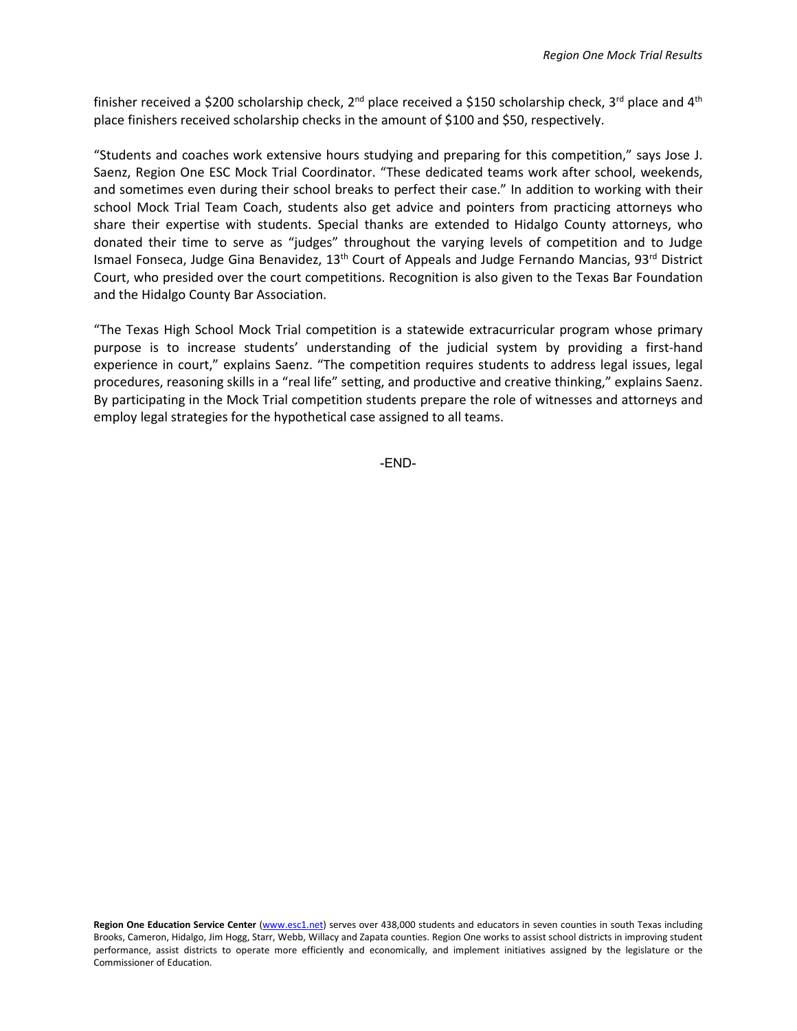finisher received a $200 scholarship check, 2nd place received a $150 scholarship check, 3rd place and 4th place finishers received scholarship checks in the amount of $100 and $50, respectively.

"Students and coaches work extensive hours studying and preparing for this competition," says Jose J. Saenz, Region One ESC Mock Trial Coordinator. "These dedicated teams work after school, weekends, and sometimes even during their school breaks to perfect their case." In addition to working with their school Mock Trial Team Coach, students also get advice and pointers from practicing attorneys who share their expertise with students. Special thanks are extended to Hidalgo County attorneys, who donated their time to serve as "judges" throughout the varying levels of competition and to Judge Ismael Fonseca, Judge Gina Benavidez, 13th Court of Appeals and Judge Fernando Mancias, 93rd District Court, who presided over the court competitions. Recognition is also given to the Texas Bar Foundation and the Hidalgo County Bar Association.

"The Texas High School Mock Trial competition is a statewide extracurricular program whose primary purpose is to increase students' understanding of the judicial system by providing a first-hand experience in court," explains Saenz. "The competition requires students to address legal issues, legal procedures, reasoning skills in a "real life" setting, and productive and creative thinking," explains Saenz. By participating in the Mock Trial competition students prepare the role of witnesses and attorneys and employ legal strategies for the hypothetical case assigned to all teams.

-END-

**Region One Education Service Center** (www.esc1.net) serves over 438,000 students and educators in seven counties in south Texas including Brooks, Cameron, Hidalgo, Jim Hogg, Starr, Webb, Willacy and Zapata counties. Region One works to assist school districts in improving student performance, assist districts to operate more efficiently and economically, and implement initiatives assigned by the legislature or the Commissioner of Education.